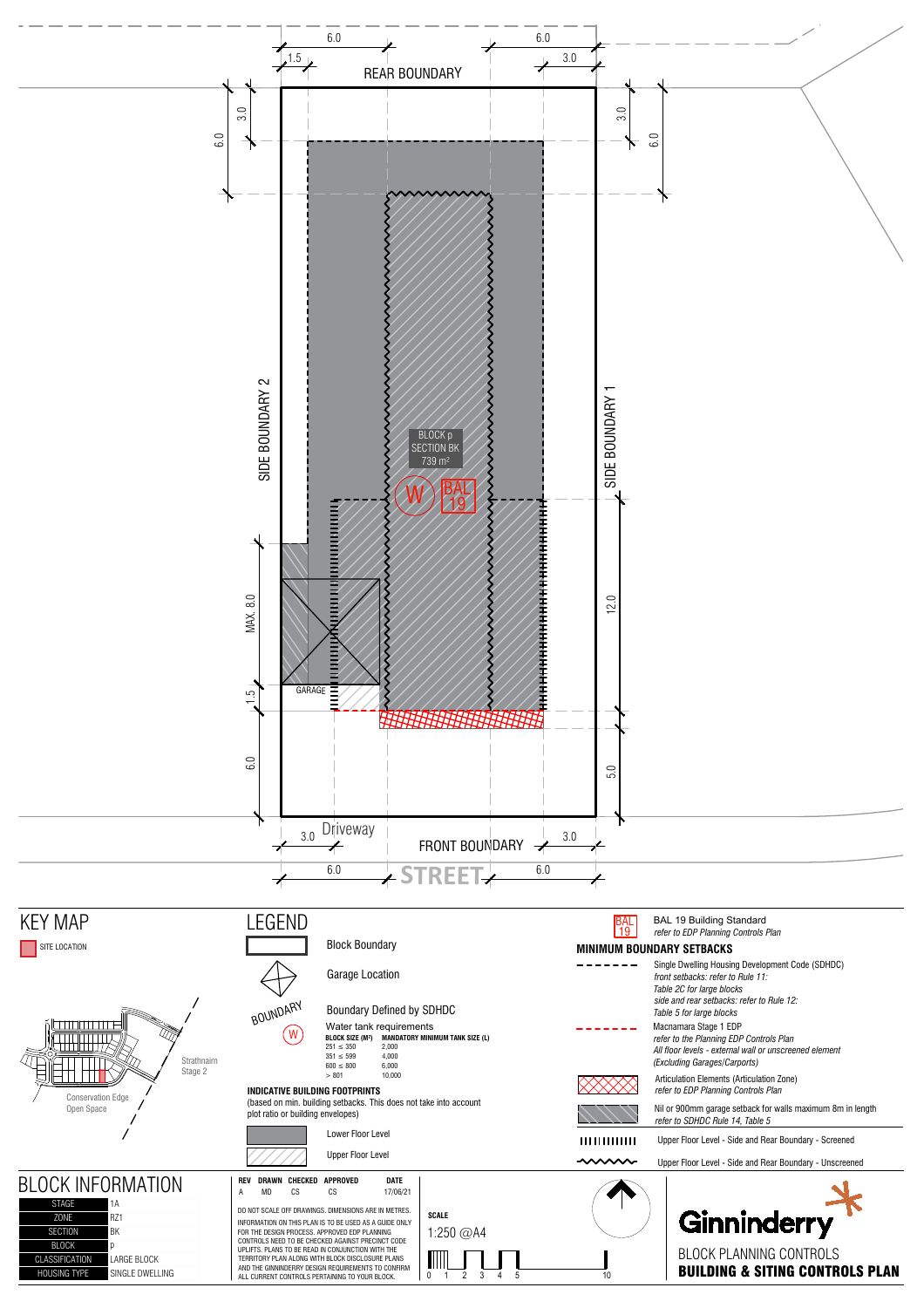REAR BOUNDARY

6.0 | 6.0 | 1.5 | 3.0 | 3.0 | 6.0 | 3.0 | 6.0

SIDE BOUNDARY 2

SIDE BOUNDARY 1

BLOCK p
SECTION BK
739 m²

W

BAL 19

MAX. 8.0

12.0

GARAGE

1.5

6.0

5.0

3.0 Driveway

FRONT BOUNDARY

3.0

6.0

STREET

6.0

# KEY MAP

SITE LOCATION

Strathnairn Stage 2

Conservation Edge Open Space

# LEGEND

Block Boundary

Garage Location

BOUNDARY — Boundary Defined by SDHDC

W — Water tank requirements

| BLOCK SIZE (M²) | MANDATORY MINIMUM TANK SIZE (L) |
|---|---|
| 251 ≤ 350 | 2,000 |
| 351 ≤ 599 | 4,000 |
| 600 ≤ 800 | 6,000 |
| > 801 | 10,000 |

**INDICATIVE BUILDING FOOTPRINTS**
(based on min. building setbacks. This does not take into account plot ratio or building envelopes)

Lower Floor Level

Upper Floor Level

BAL 19 — BAL 19 Building Standard
*refer to EDP Planning Controls Plan*

**MINIMUM BOUNDARY SETBACKS**

Single Dwelling Housing Development Code (SDHDC)
*front setbacks: refer to Rule 11: Table 2C for large blocks*
*side and rear setbacks: refer to Rule 12: Table 5 for large blocks*

Macnamara Stage 1 EDP
*refer to the Planning EDP Controls Plan*
*All floor levels - external wall or unscreened element (Excluding Garages/Carports)*

Articulation Elements (Articulation Zone)
*refer to EDP Planning Controls Plan*

Nil or 900mm garage setback for walls maximum 8m in length
*refer to SDHDC Rule 14, Table 5*

Upper Floor Level - Side and Rear Boundary - Screened

Upper Floor Level - Side and Rear Boundary - Unscreened

# BLOCK INFORMATION

| | |
|---|---|
| STAGE | 1A |
| ZONE | RZ1 |
| SECTION | BK |
| BLOCK | p |
| CLASSIFICATION | LARGE BLOCK |
| HOUSING TYPE | SINGLE DWELLING |

| REV | DRAWN | CHECKED | APPROVED | DATE |
|---|---|---|---|---|
| A | MD | CS | CS | 17/06/21 |

DO NOT SCALE OFF DRAWINGS. DIMENSIONS ARE IN METRES.
INFORMATION ON THIS PLAN IS TO BE USED AS A GUIDE ONLY FOR THE DESIGN PROCESS. APPROVED EDP PLANNING CONTROLS NEED TO BE CHECKED AGAINST PRECINCT CODE UPLIFTS. PLANS TO BE READ IN CONJUNCTION WITH THE TERRITORY PLAN ALONG WITH BLOCK DISCLOSURE PLANS AND THE GINNINDERRY DESIGN REQUIREMENTS TO CONFIRM ALL CURRENT CONTROLS PERTAINING TO YOUR BLOCK.

**SCALE**
1:250 @A4

0 1 2 3 4 5 10

Ginninderry

BLOCK PLANNING CONTROLS
**BUILDING & SITING CONTROLS PLAN**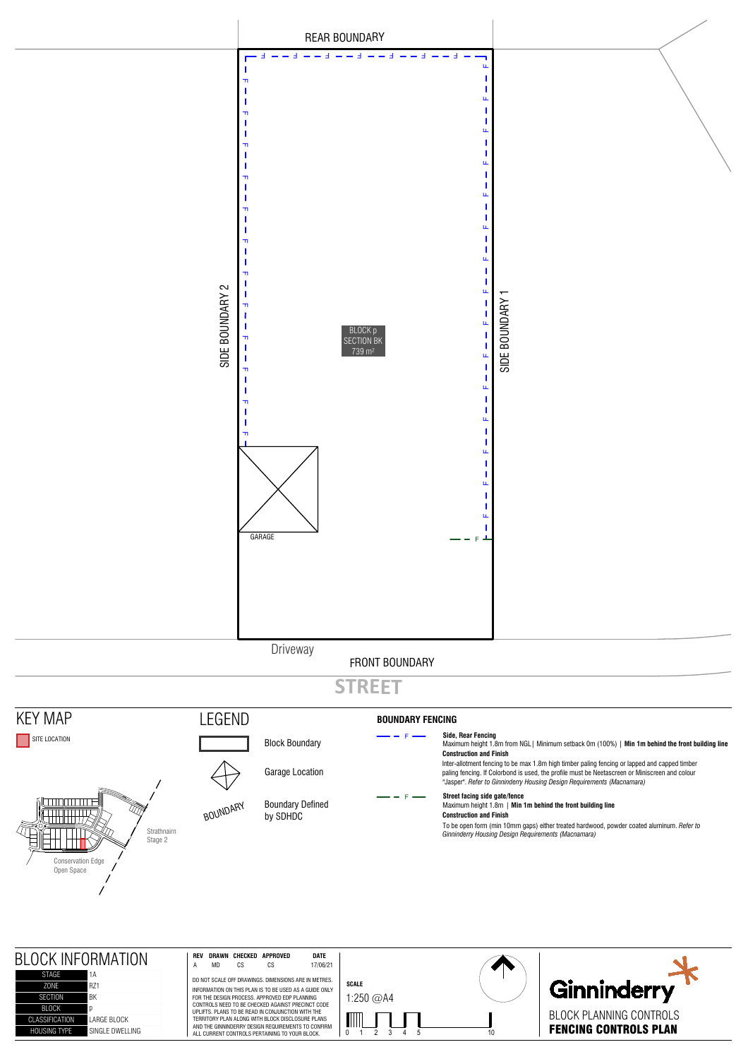REAR BOUNDARY

SIDE BOUNDARY 2

SIDE BOUNDARY 1

BLOCK p
SECTION BK
739 m²

GARAGE

Driveway

FRONT BOUNDARY

STREET

## KEY MAP

SITE LOCATION

Strathnairn Stage 2

Conservation Edge Open Space

## LEGEND

Block Boundary

Garage Location

BOUNDARY — Boundary Defined by SDHDC

## BOUNDARY FENCING

**Side, Rear Fencing**
Maximum height 1.8m from NGL | Minimum setback 0m (100%) | **Min 1m behind the front building line**
**Construction and Finish**
Inter-allotment fencing to be max 1.8m high timber paling fencing or lapped and capped timber paling fencing. If Colorbond is used, the profile must be Neetascreen or Miniscreen and colour "Jasper". *Refer to Ginninderry Housing Design Requirements (Macnamara)*

**Street facing side gate/fence**
Maximum height 1.8m | **Min 1m behind the front building line**
**Construction and Finish**
To be open form (min 10mm gaps) either treated hardwood, powder coated aluminum. *Refer to Ginninderry Housing Design Requirements (Macnamara)*

## BLOCK INFORMATION

| | |
|---|---|
| STAGE | 1A |
| ZONE | RZ1 |
| SECTION | BK |
| BLOCK | p |
| CLASSIFICATION | LARGE BLOCK |
| HOUSING TYPE | SINGLE DWELLING |

| REV | DRAWN | CHECKED | APPROVED | DATE |
|---|---|---|---|---|
| A | MD | CS | CS | 17/06/21 |

DO NOT SCALE OFF DRAWINGS. DIMENSIONS ARE IN METRES.
INFORMATION ON THIS PLAN IS TO BE USED AS A GUIDE ONLY FOR THE DESIGN PROCESS. APPROVED EDP PLANNING CONTROLS NEED TO BE CHECKED AGAINST PRECINCT CODE UPLIFTS. PLANS TO BE READ IN CONJUNCTION WITH THE TERRITORY PLAN ALONG WITH BLOCK DISCLOSURE PLANS AND THE GINNINDERRY DESIGN REQUIREMENTS TO CONFIRM ALL CURRENT CONTROLS PERTAINING TO YOUR BLOCK.

**SCALE**
1:250 @A4

0 1 2 3 4 5 10

Ginninderry

BLOCK PLANNING CONTROLS
**FENCING CONTROLS PLAN**